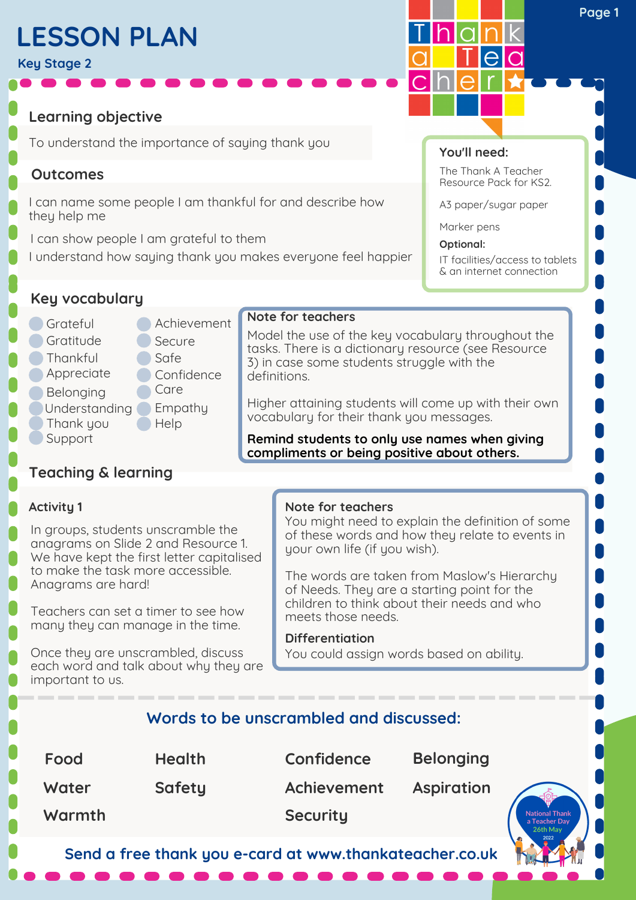# LESSON PLAN

Key Stage 2

## Learning objective

To understand the importance of saying thank you

## Outcomes

I can name some people I am thankful for and describe how they help me

I can show people I am grateful to them

I understand how saying thank you makes everyone feel happier

**You'll need:**

The Thank A Teacher Resource Pack for KS2.

A3 paper/sugar paper

Marker pens

**Optional:**

IT facilities/access to tablets & an internet connection

## Key vocabulary

- Grateful
- Gratitude
- Thankful
- Appreciate
- Belonging
- Understanding
- Thank you
- Support
- Achievement
- Secure
- Safe
- Confidence
- Care
- Empathy
- Help

**Note for teachers**

Model the use of the key vocabulary throughout the tasks. There is a dictionary resource (see Resource 3) in case some students struggle with the definitions.

Higher attaining students will come up with their own vocabulary for their thank you messages.

**Remind students to only use names when giving compliments or being positive about others.**

## Teaching & learning

### Activity 1

In groups, students unscramble the anagrams on Slide 2 and Resource 1. We have kept the first letter capitalised to make the task more accessible. Anagrams are hard!

Teachers can set a timer to see how many they can manage in the time.

Once they are unscrambled, discuss each word and talk about why they are important to us.

**Note for teachers**

You might need to explain the definition of some of these words and how they relate to events in your own life (if you wish).

The words are taken from Maslow's Hierarchy of Needs. They are a starting point for the children to think about their needs and who meets those needs.

**Differentiation**

You could assign words based on ability.

### Words to be unscrambled and discussed:

| | | | |
|---|---|---|---|
| Food | Health | Confidence | Belonging |
| Water | Safety | Achievement | Aspiration |
| Warmth | | Security | |

National Thank a Teacher Day 26th May 2022

**Send a free thank you e-card at www.thankateacher.co.uk**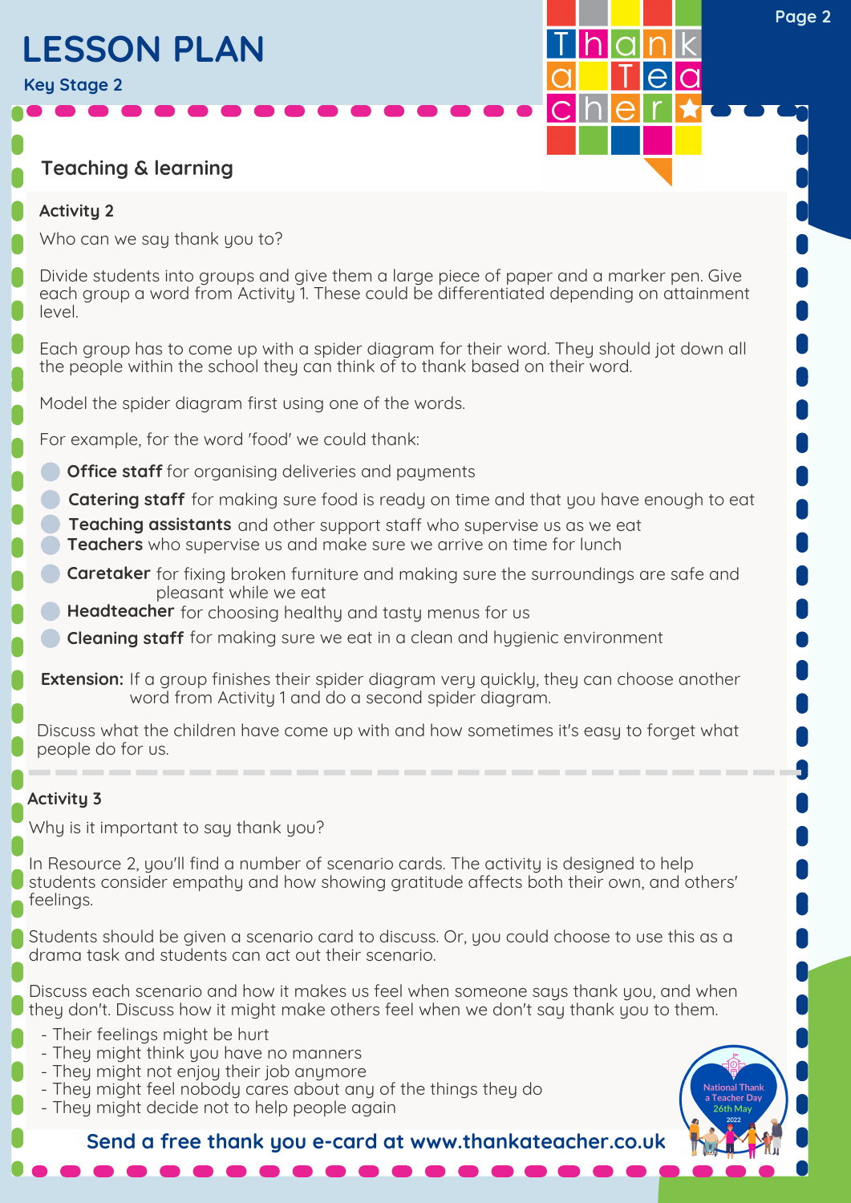# LESSON PLAN

**Key Stage 2**

## Teaching & learning

### Activity 2

Who can we say thank you to?

Divide students into groups and give them a large piece of paper and a marker pen. Give each group a word from Activity 1. These could be differentiated depending on attainment level.

Each group has to come up with a spider diagram for their word. They should jot down all the people within the school they can think of to thank based on their word.

Model the spider diagram first using one of the words.

For example, for the word 'food' we could thank:

- **Office staff** for organising deliveries and payments
- **Catering staff** for making sure food is ready on time and that you have enough to eat
- **Teaching assistants** and other support staff who supervise us as we eat
- **Teachers** who supervise us and make sure we arrive on time for lunch
- **Caretaker** for fixing broken furniture and making sure the surroundings are safe and pleasant while we eat
- **Headteacher** for choosing healthy and tasty menus for us
- **Cleaning staff** for making sure we eat in a clean and hygienic environment

**Extension:** If a group finishes their spider diagram very quickly, they can choose another word from Activity 1 and do a second spider diagram.

Discuss what the children have come up with and how sometimes it's easy to forget what people do for us.

### Activity 3

Why is it important to say thank you?

In Resource 2, you'll find a number of scenario cards. The activity is designed to help students consider empathy and how showing gratitude affects both their own, and others' feelings.

Students should be given a scenario card to discuss. Or, you could choose to use this as a drama task and students can act out their scenario.

Discuss each scenario and how it makes us feel when someone says thank you, and when they don't. Discuss how it might make others feel when we don't say thank you to them.

- Their feelings might be hurt
- They might think you have no manners
- They might not enjoy their job anymore
- They might feel nobody cares about any of the things they do
- They might decide not to help people again

**Send a free thank you e-card at www.thankateacher.co.uk**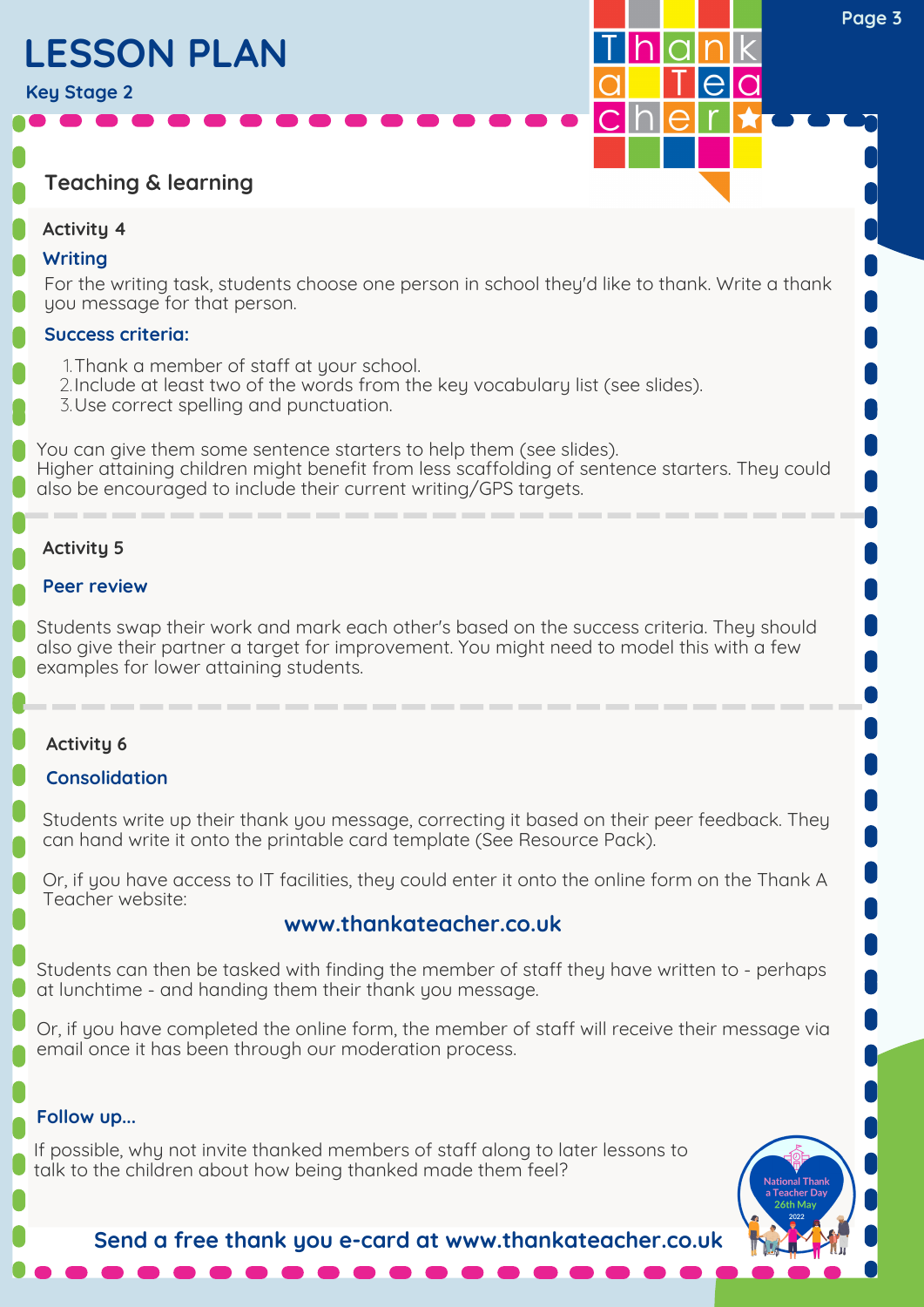# LESSON PLAN

**Key Stage 2**

## Teaching & learning

### Activity 4

**Writing**

For the writing task, students choose one person in school they'd like to thank. Write a thank you message for that person.

**Success criteria:**

1. Thank a member of staff at your school.
2. Include at least two of the words from the key vocabulary list (see slides).
3. Use correct spelling and punctuation.

You can give them some sentence starters to help them (see slides).
Higher attaining children might benefit from less scaffolding of sentence starters. They could also be encouraged to include their current writing/GPS targets.

### Activity 5

**Peer review**

Students swap their work and mark each other's based on the success criteria. They should also give their partner a target for improvement. You might need to model this with a few examples for lower attaining students.

### Activity 6

**Consolidation**

Students write up their thank you message, correcting it based on their peer feedback. They can hand write it onto the printable card template (See Resource Pack).

Or, if you have access to IT facilities, they could enter it onto the online form on the Thank A Teacher website:

**www.thankateacher.co.uk**

Students can then be tasked with finding the member of staff they have written to - perhaps at lunchtime - and handing them their thank you message.

Or, if you have completed the online form, the member of staff will receive their message via email once it has been through our moderation process.

**Follow up...**

If possible, why not invite thanked members of staff along to later lessons to talk to the children about how being thanked made them feel?

**Send a free thank you e-card at www.thankateacher.co.uk**